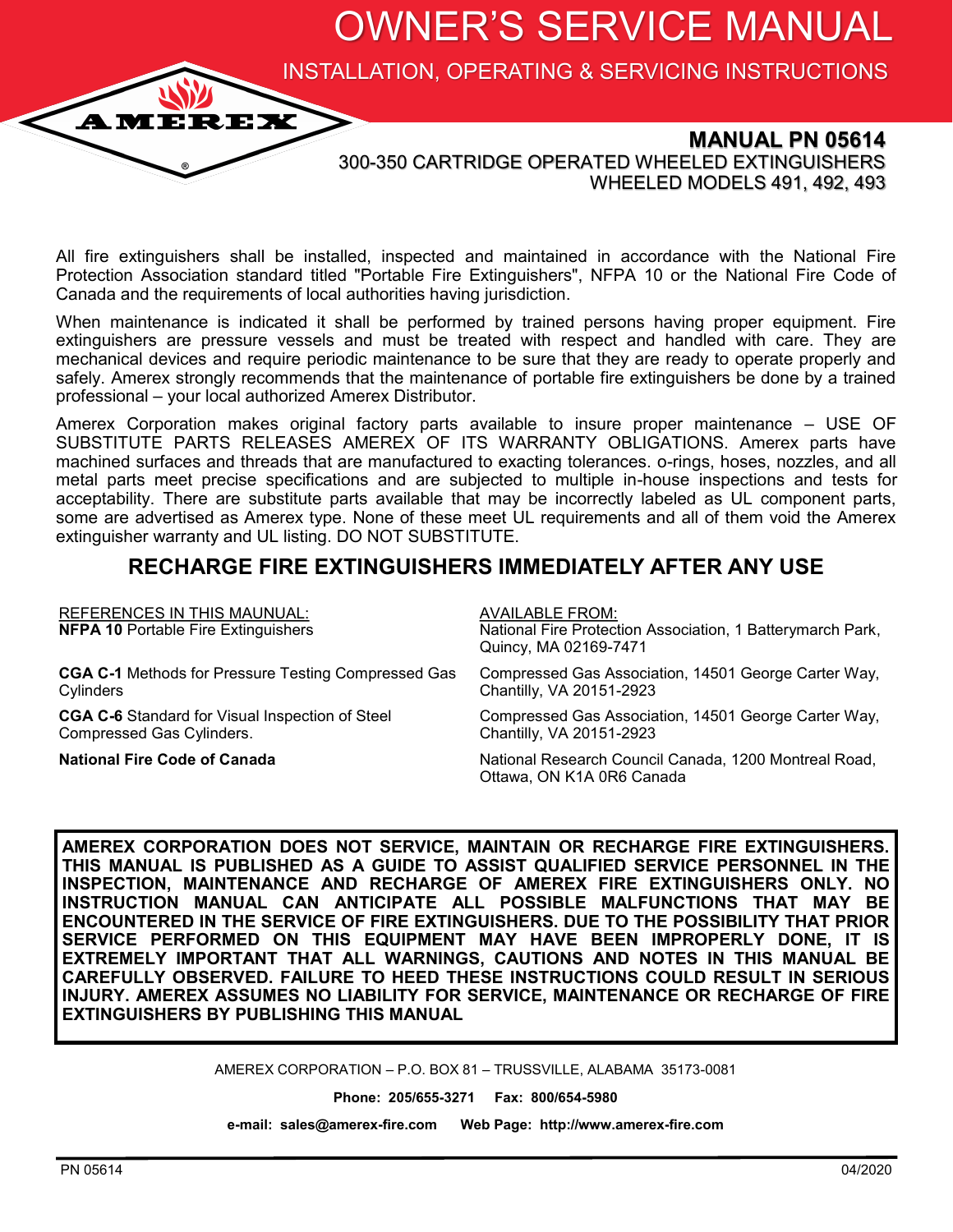# OWNER'S SERVICE MANUAL

## INSTALLATION, OPERATING & SERVICING INSTRUCTIONS

AMEREX®

**MANUAL PN 05614**

300-350 CARTRIDGE OPERATED WHEELED EXTINGUISHERS
WHEELED MODELS 491, 492, 493

All fire extinguishers shall be installed, inspected and maintained in accordance with the National Fire Protection Association standard titled "Portable Fire Extinguishers", NFPA 10 or the National Fire Code of Canada and the requirements of local authorities having jurisdiction.

When maintenance is indicated it shall be performed by trained persons having proper equipment. Fire extinguishers are pressure vessels and must be treated with respect and handled with care. They are mechanical devices and require periodic maintenance to be sure that they are ready to operate properly and safely. Amerex strongly recommends that the maintenance of portable fire extinguishers be done by a trained professional – your local authorized Amerex Distributor.

Amerex Corporation makes original factory parts available to insure proper maintenance – USE OF SUBSTITUTE PARTS RELEASES AMEREX OF ITS WARRANTY OBLIGATIONS. Amerex parts have machined surfaces and threads that are manufactured to exacting tolerances. o-rings, hoses, nozzles, and all metal parts meet precise specifications and are subjected to multiple in-house inspections and tests for acceptability. There are substitute parts available that may be incorrectly labeled as UL component parts, some are advertised as Amerex type. None of these meet UL requirements and all of them void the Amerex extinguisher warranty and UL listing. DO NOT SUBSTITUTE.

## RECHARGE FIRE EXTINGUISHERS IMMEDIATELY AFTER ANY USE

| REFERENCES IN THIS MAUNUAL: | AVAILABLE FROM: |
|---|---|
| **NFPA 10** Portable Fire Extinguishers | National Fire Protection Association, 1 Batterymarch Park, Quincy, MA 02169-7471 |
| **CGA C-1** Methods for Pressure Testing Compressed Gas Cylinders | Compressed Gas Association, 14501 George Carter Way, Chantilly, VA 20151-2923 |
| **CGA C-6** Standard for Visual Inspection of Steel Compressed Gas Cylinders. | Compressed Gas Association, 14501 George Carter Way, Chantilly, VA 20151-2923 |
| **National Fire Code of Canada** | National Research Council Canada, 1200 Montreal Road, Ottawa, ON K1A 0R6 Canada |

**AMEREX CORPORATION DOES NOT SERVICE, MAINTAIN OR RECHARGE FIRE EXTINGUISHERS. THIS MANUAL IS PUBLISHED AS A GUIDE TO ASSIST QUALIFIED SERVICE PERSONNEL IN THE INSPECTION, MAINTENANCE AND RECHARGE OF AMEREX FIRE EXTINGUISHERS ONLY. NO INSTRUCTION MANUAL CAN ANTICIPATE ALL POSSIBLE MALFUNCTIONS THAT MAY BE ENCOUNTERED IN THE SERVICE OF FIRE EXTINGUISHERS. DUE TO THE POSSIBILITY THAT PRIOR SERVICE PERFORMED ON THIS EQUIPMENT MAY HAVE BEEN IMPROPERLY DONE, IT IS EXTREMELY IMPORTANT THAT ALL WARNINGS, CAUTIONS AND NOTES IN THIS MANUAL BE CAREFULLY OBSERVED. FAILURE TO HEED THESE INSTRUCTIONS COULD RESULT IN SERIOUS INJURY. AMEREX ASSUMES NO LIABILITY FOR SERVICE, MAINTENANCE OR RECHARGE OF FIRE EXTINGUISHERS BY PUBLISHING THIS MANUAL**

AMEREX CORPORATION – P.O. BOX 81 – TRUSSVILLE, ALABAMA 35173-0081

**Phone: 205/655-3271 Fax: 800/654-5980**

**e-mail: sales@amerex-fire.com Web Page: http://www.amerex-fire.com**

PN 05614 04/2020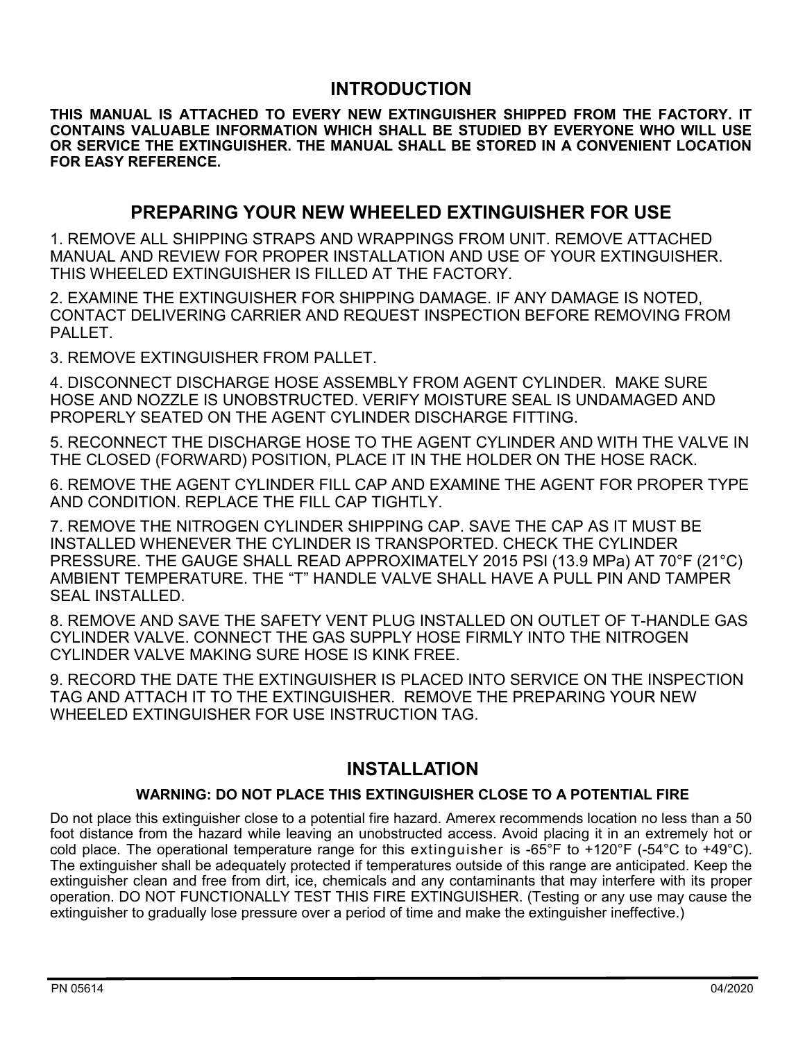## INTRODUCTION

**THIS MANUAL IS ATTACHED TO EVERY NEW EXTINGUISHER SHIPPED FROM THE FACTORY. IT CONTAINS VALUABLE INFORMATION WHICH SHALL BE STUDIED BY EVERYONE WHO WILL USE OR SERVICE THE EXTINGUISHER. THE MANUAL SHALL BE STORED IN A CONVENIENT LOCATION FOR EASY REFERENCE.**

## PREPARING YOUR NEW WHEELED EXTINGUISHER FOR USE

1. REMOVE ALL SHIPPING STRAPS AND WRAPPINGS FROM UNIT. REMOVE ATTACHED MANUAL AND REVIEW FOR PROPER INSTALLATION AND USE OF YOUR EXTINGUISHER. THIS WHEELED EXTINGUISHER IS FILLED AT THE FACTORY.

2. EXAMINE THE EXTINGUISHER FOR SHIPPING DAMAGE. IF ANY DAMAGE IS NOTED, CONTACT DELIVERING CARRIER AND REQUEST INSPECTION BEFORE REMOVING FROM PALLET.

3. REMOVE EXTINGUISHER FROM PALLET.

4. DISCONNECT DISCHARGE HOSE ASSEMBLY FROM AGENT CYLINDER. MAKE SURE HOSE AND NOZZLE IS UNOBSTRUCTED. VERIFY MOISTURE SEAL IS UNDAMAGED AND PROPERLY SEATED ON THE AGENT CYLINDER DISCHARGE FITTING.

5. RECONNECT THE DISCHARGE HOSE TO THE AGENT CYLINDER AND WITH THE VALVE IN THE CLOSED (FORWARD) POSITION, PLACE IT IN THE HOLDER ON THE HOSE RACK.

6. REMOVE THE AGENT CYLINDER FILL CAP AND EXAMINE THE AGENT FOR PROPER TYPE AND CONDITION. REPLACE THE FILL CAP TIGHTLY.

7. REMOVE THE NITROGEN CYLINDER SHIPPING CAP. SAVE THE CAP AS IT MUST BE INSTALLED WHENEVER THE CYLINDER IS TRANSPORTED. CHECK THE CYLINDER PRESSURE. THE GAUGE SHALL READ APPROXIMATELY 2015 PSI (13.9 MPa) AT 70°F (21°C) AMBIENT TEMPERATURE. THE "T" HANDLE VALVE SHALL HAVE A PULL PIN AND TAMPER SEAL INSTALLED.

8. REMOVE AND SAVE THE SAFETY VENT PLUG INSTALLED ON OUTLET OF T-HANDLE GAS CYLINDER VALVE. CONNECT THE GAS SUPPLY HOSE FIRMLY INTO THE NITROGEN CYLINDER VALVE MAKING SURE HOSE IS KINK FREE.

9. RECORD THE DATE THE EXTINGUISHER IS PLACED INTO SERVICE ON THE INSPECTION TAG AND ATTACH IT TO THE EXTINGUISHER. REMOVE THE PREPARING YOUR NEW WHEELED EXTINGUISHER FOR USE INSTRUCTION TAG.

## INSTALLATION

**WARNING: DO NOT PLACE THIS EXTINGUISHER CLOSE TO A POTENTIAL FIRE**

Do not place this extinguisher close to a potential fire hazard. Amerex recommends location no less than a 50 foot distance from the hazard while leaving an unobstructed access. Avoid placing it in an extremely hot or cold place. The operational temperature range for this extinguisher is -65°F to +120°F (-54°C to +49°C). The extinguisher shall be adequately protected if temperatures outside of this range are anticipated. Keep the extinguisher clean and free from dirt, ice, chemicals and any contaminants that may interfere with its proper operation. DO NOT FUNCTIONALLY TEST THIS FIRE EXTINGUISHER. (Testing or any use may cause the extinguisher to gradually lose pressure over a period of time and make the extinguisher ineffective.)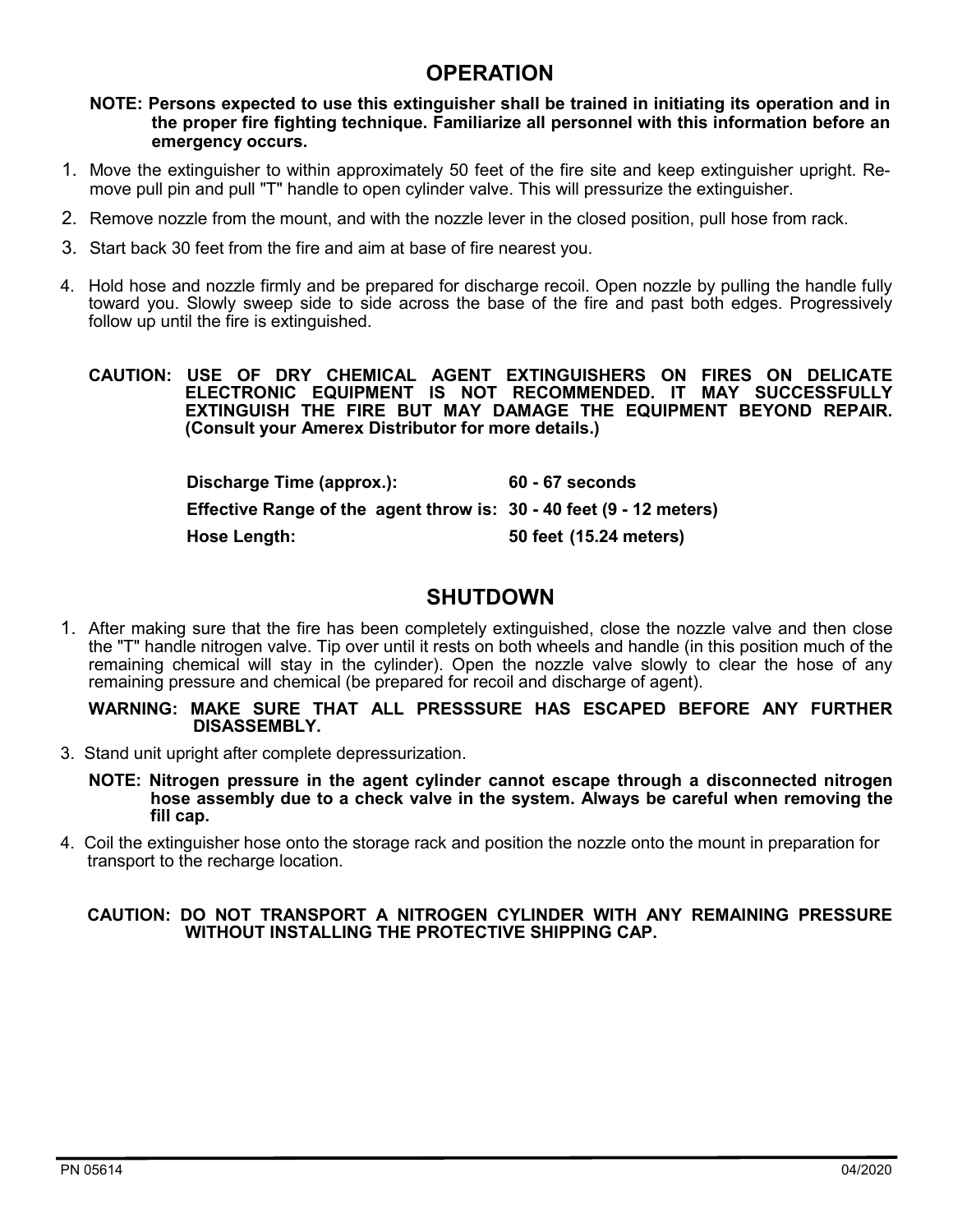## OPERATION

**NOTE: Persons expected to use this extinguisher shall be trained in initiating its operation and in the proper fire fighting technique. Familiarize all personnel with this information before an emergency occurs.**

1. Move the extinguisher to within approximately 50 feet of the fire site and keep extinguisher upright. Remove pull pin and pull "T" handle to open cylinder valve. This will pressurize the extinguisher.
2. Remove nozzle from the mount, and with the nozzle lever in the closed position, pull hose from rack.
3. Start back 30 feet from the fire and aim at base of fire nearest you.
4. Hold hose and nozzle firmly and be prepared for discharge recoil. Open nozzle by pulling the handle fully toward you. Slowly sweep side to side across the base of the fire and past both edges. Progressively follow up until the fire is extinguished.

**CAUTION: USE OF DRY CHEMICAL AGENT EXTINGUISHERS ON FIRES ON DELICATE ELECTRONIC EQUIPMENT IS NOT RECOMMENDED. IT MAY SUCCESSFULLY EXTINGUISH THE FIRE BUT MAY DAMAGE THE EQUIPMENT BEYOND REPAIR. (Consult your Amerex Distributor for more details.)**

| | |
|---|---|
| **Discharge Time (approx.):** | **60 - 67 seconds** |
| **Effective Range of the agent throw is:** | **30 - 40 feet (9 - 12 meters)** |
| **Hose Length:** | **50 feet (15.24 meters)** |

## SHUTDOWN

1. After making sure that the fire has been completely extinguished, close the nozzle valve and then close the "T" handle nitrogen valve. Tip over until it rests on both wheels and handle (in this position much of the remaining chemical will stay in the cylinder). Open the nozzle valve slowly to clear the hose of any remaining pressure and chemical (be prepared for recoil and discharge of agent).

**WARNING: MAKE SURE THAT ALL PRESSSURE HAS ESCAPED BEFORE ANY FURTHER DISASSEMBLY.**

3. Stand unit upright after complete depressurization.

**NOTE: Nitrogen pressure in the agent cylinder cannot escape through a disconnected nitrogen hose assembly due to a check valve in the system. Always be careful when removing the fill cap.**

4. Coil the extinguisher hose onto the storage rack and position the nozzle onto the mount in preparation for transport to the recharge location.

**CAUTION: DO NOT TRANSPORT A NITROGEN CYLINDER WITH ANY REMAINING PRESSURE WITHOUT INSTALLING THE PROTECTIVE SHIPPING CAP.**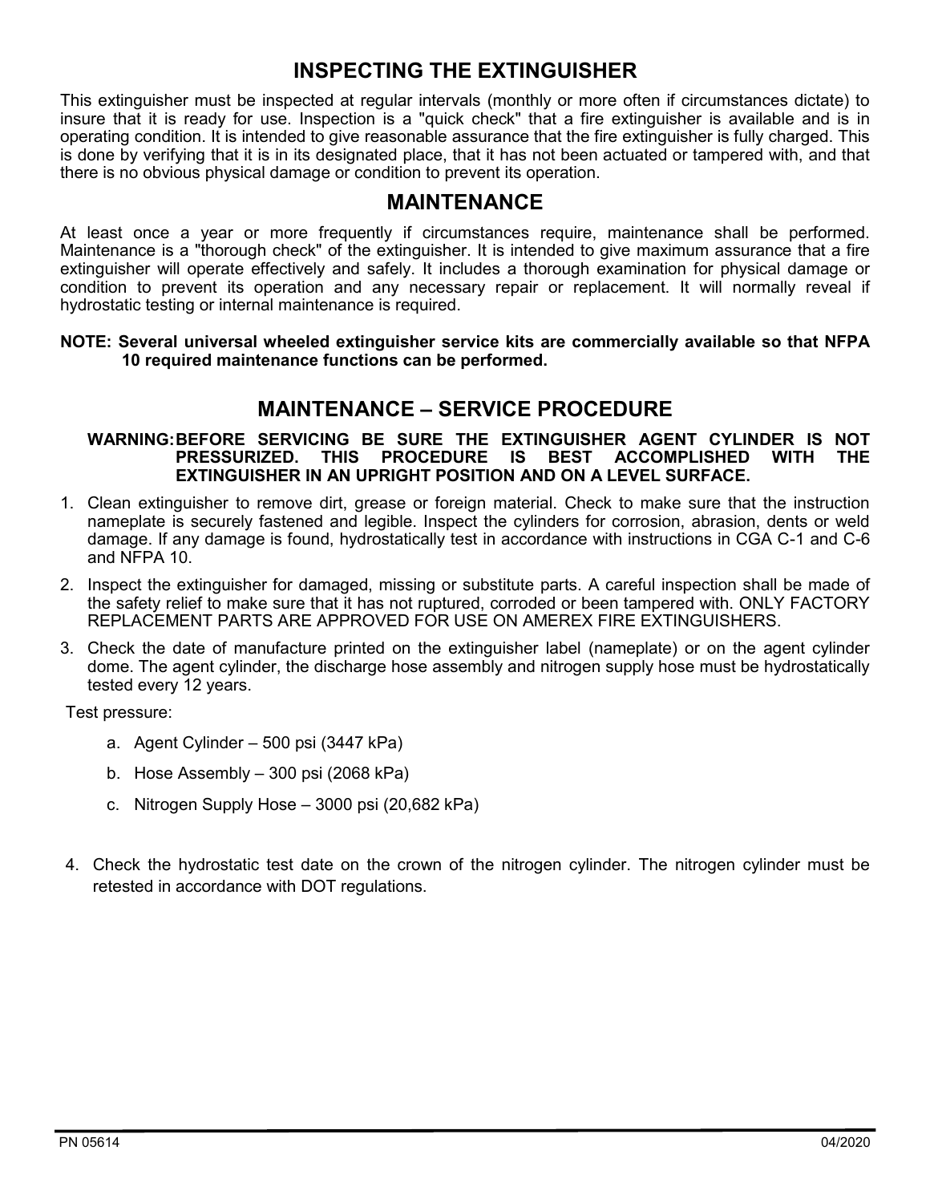## INSPECTING THE EXTINGUISHER

This extinguisher must be inspected at regular intervals (monthly or more often if circumstances dictate) to insure that it is ready for use. Inspection is a "quick check" that a fire extinguisher is available and is in operating condition. It is intended to give reasonable assurance that the fire extinguisher is fully charged. This is done by verifying that it is in its designated place, that it has not been actuated or tampered with, and that there is no obvious physical damage or condition to prevent its operation.

## MAINTENANCE

At least once a year or more frequently if circumstances require, maintenance shall be performed. Maintenance is a "thorough check" of the extinguisher. It is intended to give maximum assurance that a fire extinguisher will operate effectively and safely. It includes a thorough examination for physical damage or condition to prevent its operation and any necessary repair or replacement. It will normally reveal if hydrostatic testing or internal maintenance is required.

**NOTE: Several universal wheeled extinguisher service kits are commercially available so that NFPA 10 required maintenance functions can be performed.**

## MAINTENANCE – SERVICE PROCEDURE

**WARNING: BEFORE SERVICING BE SURE THE EXTINGUISHER AGENT CYLINDER IS NOT PRESSURIZED. THIS PROCEDURE IS BEST ACCOMPLISHED WITH THE EXTINGUISHER IN AN UPRIGHT POSITION AND ON A LEVEL SURFACE.**

1. Clean extinguisher to remove dirt, grease or foreign material. Check to make sure that the instruction nameplate is securely fastened and legible. Inspect the cylinders for corrosion, abrasion, dents or weld damage. If any damage is found, hydrostatically test in accordance with instructions in CGA C-1 and C-6 and NFPA 10.
2. Inspect the extinguisher for damaged, missing or substitute parts. A careful inspection shall be made of the safety relief to make sure that it has not ruptured, corroded or been tampered with. ONLY FACTORY REPLACEMENT PARTS ARE APPROVED FOR USE ON AMEREX FIRE EXTINGUISHERS.
3. Check the date of manufacture printed on the extinguisher label (nameplate) or on the agent cylinder dome. The agent cylinder, the discharge hose assembly and nitrogen supply hose must be hydrostatically tested every 12 years.

   Test pressure:

   a. Agent Cylinder – 500 psi (3447 kPa)

   b. Hose Assembly – 300 psi (2068 kPa)

   c. Nitrogen Supply Hose – 3000 psi (20,682 kPa)

4. Check the hydrostatic test date on the crown of the nitrogen cylinder. The nitrogen cylinder must be retested in accordance with DOT regulations.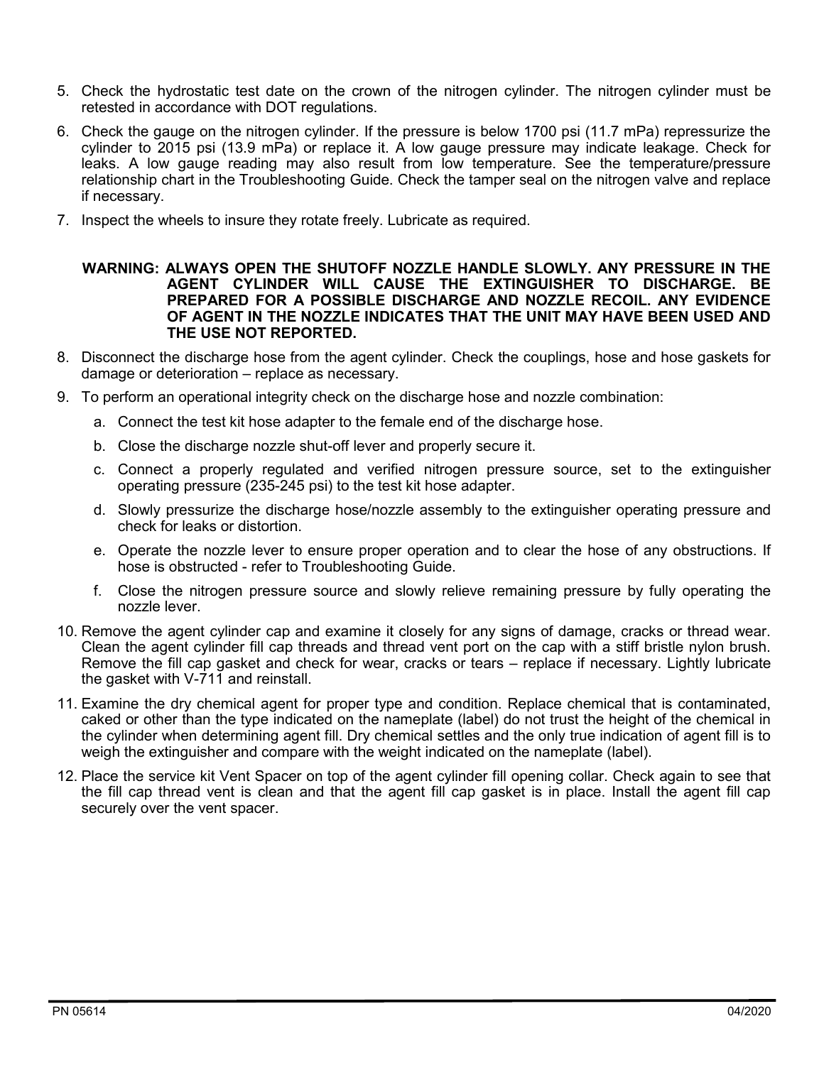5. Check the hydrostatic test date on the crown of the nitrogen cylinder. The nitrogen cylinder must be retested in accordance with DOT regulations.
6. Check the gauge on the nitrogen cylinder. If the pressure is below 1700 psi (11.7 mPa) repressurize the cylinder to 2015 psi (13.9 mPa) or replace it. A low gauge pressure may indicate leakage. Check for leaks. A low gauge reading may also result from low temperature. See the temperature/pressure relationship chart in the Troubleshooting Guide. Check the tamper seal on the nitrogen valve and replace if necessary.
7. Inspect the wheels to insure they rotate freely. Lubricate as required.

**WARNING: ALWAYS OPEN THE SHUTOFF NOZZLE HANDLE SLOWLY. ANY PRESSURE IN THE AGENT CYLINDER WILL CAUSE THE EXTINGUISHER TO DISCHARGE. BE PREPARED FOR A POSSIBLE DISCHARGE AND NOZZLE RECOIL. ANY EVIDENCE OF AGENT IN THE NOZZLE INDICATES THAT THE UNIT MAY HAVE BEEN USED AND THE USE NOT REPORTED.**

8. Disconnect the discharge hose from the agent cylinder. Check the couplings, hose and hose gaskets for damage or deterioration – replace as necessary.
9. To perform an operational integrity check on the discharge hose and nozzle combination:
   a. Connect the test kit hose adapter to the female end of the discharge hose.
   b. Close the discharge nozzle shut-off lever and properly secure it.
   c. Connect a properly regulated and verified nitrogen pressure source, set to the extinguisher operating pressure (235-245 psi) to the test kit hose adapter.
   d. Slowly pressurize the discharge hose/nozzle assembly to the extinguisher operating pressure and check for leaks or distortion.
   e. Operate the nozzle lever to ensure proper operation and to clear the hose of any obstructions. If hose is obstructed - refer to Troubleshooting Guide.
   f. Close the nitrogen pressure source and slowly relieve remaining pressure by fully operating the nozzle lever.
10. Remove the agent cylinder cap and examine it closely for any signs of damage, cracks or thread wear. Clean the agent cylinder fill cap threads and thread vent port on the cap with a stiff bristle nylon brush. Remove the fill cap gasket and check for wear, cracks or tears – replace if necessary. Lightly lubricate the gasket with V-711 and reinstall.
11. Examine the dry chemical agent for proper type and condition. Replace chemical that is contaminated, caked or other than the type indicated on the nameplate (label) do not trust the height of the chemical in the cylinder when determining agent fill. Dry chemical settles and the only true indication of agent fill is to weigh the extinguisher and compare with the weight indicated on the nameplate (label).
12. Place the service kit Vent Spacer on top of the agent cylinder fill opening collar. Check again to see that the fill cap thread vent is clean and that the agent fill cap gasket is in place. Install the agent fill cap securely over the vent spacer.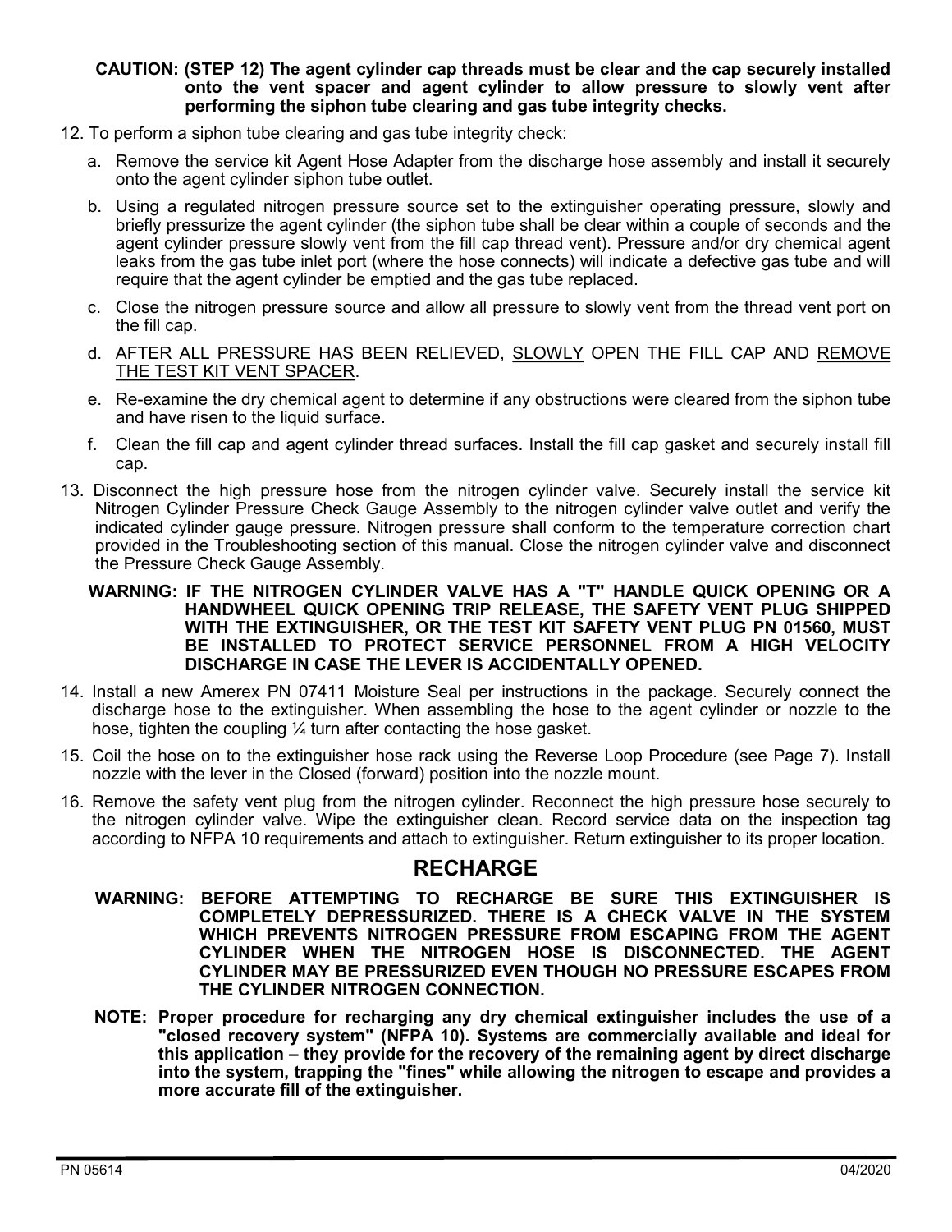**CAUTION: (STEP 12) The agent cylinder cap threads must be clear and the cap securely installed onto the vent spacer and agent cylinder to allow pressure to slowly vent after performing the siphon tube clearing and gas tube integrity checks.**

12. To perform a siphon tube clearing and gas tube integrity check:

    a. Remove the service kit Agent Hose Adapter from the discharge hose assembly and install it securely onto the agent cylinder siphon tube outlet.

    b. Using a regulated nitrogen pressure source set to the extinguisher operating pressure, slowly and briefly pressurize the agent cylinder (the siphon tube shall be clear within a couple of seconds and the agent cylinder pressure slowly vent from the fill cap thread vent). Pressure and/or dry chemical agent leaks from the gas tube inlet port (where the hose connects) will indicate a defective gas tube and will require that the agent cylinder be emptied and the gas tube replaced.

    c. Close the nitrogen pressure source and allow all pressure to slowly vent from the thread vent port on the fill cap.

    d. AFTER ALL PRESSURE HAS BEEN RELIEVED, SLOWLY OPEN THE FILL CAP AND REMOVE THE TEST KIT VENT SPACER.

    e. Re-examine the dry chemical agent to determine if any obstructions were cleared from the siphon tube and have risen to the liquid surface.

    f. Clean the fill cap and agent cylinder thread surfaces. Install the fill cap gasket and securely install fill cap.

13. Disconnect the high pressure hose from the nitrogen cylinder valve. Securely install the service kit Nitrogen Cylinder Pressure Check Gauge Assembly to the nitrogen cylinder valve outlet and verify the indicated cylinder gauge pressure. Nitrogen pressure shall conform to the temperature correction chart provided in the Troubleshooting section of this manual. Close the nitrogen cylinder valve and disconnect the Pressure Check Gauge Assembly.

    **WARNING: IF THE NITROGEN CYLINDER VALVE HAS A "T" HANDLE QUICK OPENING OR A HANDWHEEL QUICK OPENING TRIP RELEASE, THE SAFETY VENT PLUG SHIPPED WITH THE EXTINGUISHER, OR THE TEST KIT SAFETY VENT PLUG PN 01560, MUST BE INSTALLED TO PROTECT SERVICE PERSONNEL FROM A HIGH VELOCITY DISCHARGE IN CASE THE LEVER IS ACCIDENTALLY OPENED.**

14. Install a new Amerex PN 07411 Moisture Seal per instructions in the package. Securely connect the discharge hose to the extinguisher. When assembling the hose to the agent cylinder or nozzle to the hose, tighten the coupling ¼ turn after contacting the hose gasket.

15. Coil the hose on to the extinguisher hose rack using the Reverse Loop Procedure (see Page 7). Install nozzle with the lever in the Closed (forward) position into the nozzle mount.

16. Remove the safety vent plug from the nitrogen cylinder. Reconnect the high pressure hose securely to the nitrogen cylinder valve. Wipe the extinguisher clean. Record service data on the inspection tag according to NFPA 10 requirements and attach to extinguisher. Return extinguisher to its proper location.

## RECHARGE

**WARNING: BEFORE ATTEMPTING TO RECHARGE BE SURE THIS EXTINGUISHER IS COMPLETELY DEPRESSURIZED. THERE IS A CHECK VALVE IN THE SYSTEM WHICH PREVENTS NITROGEN PRESSURE FROM ESCAPING FROM THE AGENT CYLINDER WHEN THE NITROGEN HOSE IS DISCONNECTED. THE AGENT CYLINDER MAY BE PRESSURIZED EVEN THOUGH NO PRESSURE ESCAPES FROM THE CYLINDER NITROGEN CONNECTION.**

**NOTE: Proper procedure for recharging any dry chemical extinguisher includes the use of a "closed recovery system" (NFPA 10). Systems are commercially available and ideal for this application – they provide for the recovery of the remaining agent by direct discharge into the system, trapping the "fines" while allowing the nitrogen to escape and provides a more accurate fill of the extinguisher.**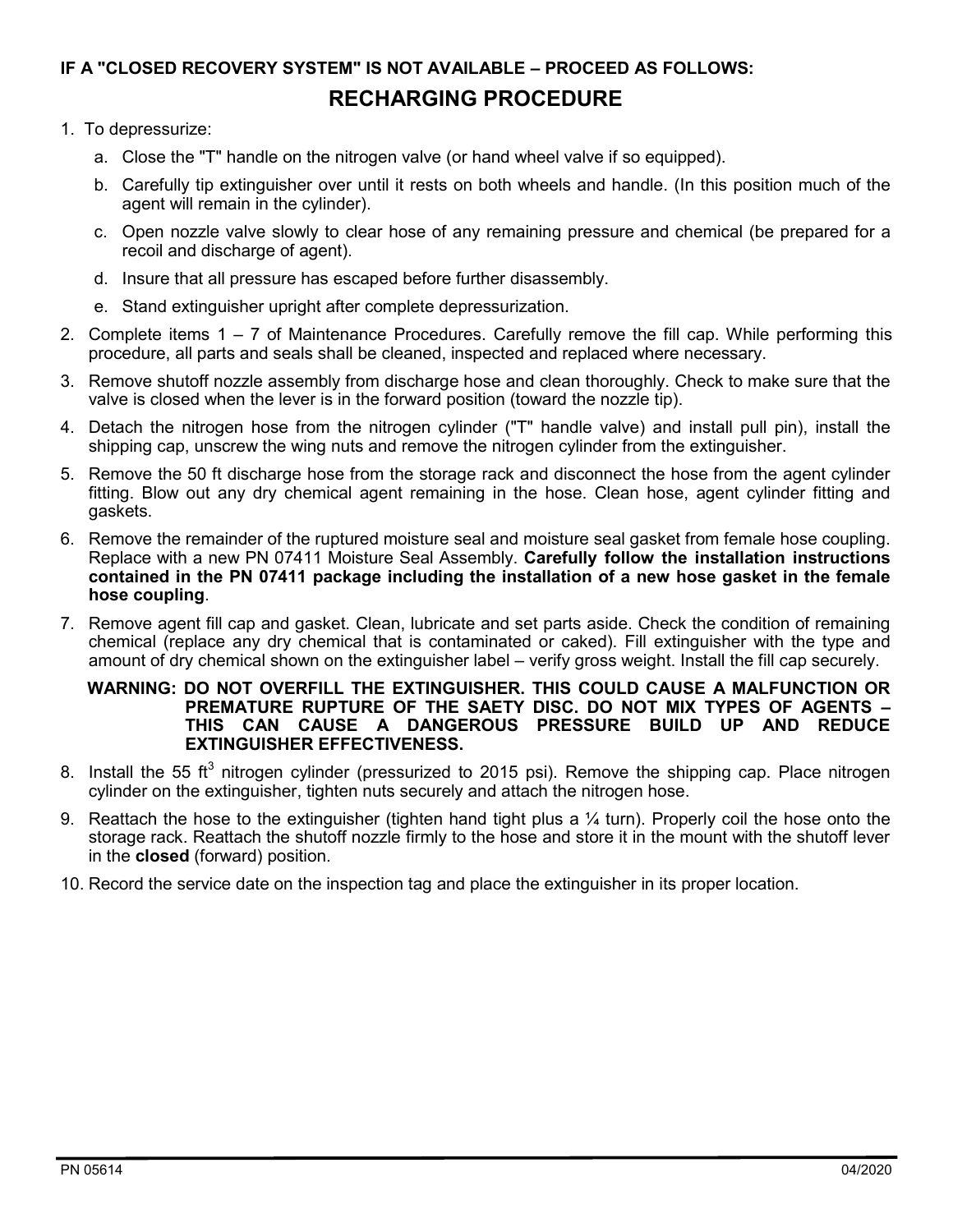**IF A "CLOSED RECOVERY SYSTEM" IS NOT AVAILABLE – PROCEED AS FOLLOWS:**

## RECHARGING PROCEDURE

1. To depressurize:
   a. Close the "T" handle on the nitrogen valve (or hand wheel valve if so equipped).
   b. Carefully tip extinguisher over until it rests on both wheels and handle. (In this position much of the agent will remain in the cylinder).
   c. Open nozzle valve slowly to clear hose of any remaining pressure and chemical (be prepared for a recoil and discharge of agent).
   d. Insure that all pressure has escaped before further disassembly.
   e. Stand extinguisher upright after complete depressurization.
2. Complete items 1 – 7 of Maintenance Procedures. Carefully remove the fill cap. While performing this procedure, all parts and seals shall be cleaned, inspected and replaced where necessary.
3. Remove shutoff nozzle assembly from discharge hose and clean thoroughly. Check to make sure that the valve is closed when the lever is in the forward position (toward the nozzle tip).
4. Detach the nitrogen hose from the nitrogen cylinder ("T" handle valve) and install pull pin), install the shipping cap, unscrew the wing nuts and remove the nitrogen cylinder from the extinguisher.
5. Remove the 50 ft discharge hose from the storage rack and disconnect the hose from the agent cylinder fitting. Blow out any dry chemical agent remaining in the hose. Clean hose, agent cylinder fitting and gaskets.
6. Remove the remainder of the ruptured moisture seal and moisture seal gasket from female hose coupling. Replace with a new PN 07411 Moisture Seal Assembly. **Carefully follow the installation instructions contained in the PN 07411 package including the installation of a new hose gasket in the female hose coupling**.
7. Remove agent fill cap and gasket. Clean, lubricate and set parts aside. Check the condition of remaining chemical (replace any dry chemical that is contaminated or caked). Fill extinguisher with the type and amount of dry chemical shown on the extinguisher label – verify gross weight. Install the fill cap securely.

   **WARNING: DO NOT OVERFILL THE EXTINGUISHER. THIS COULD CAUSE A MALFUNCTION OR PREMATURE RUPTURE OF THE SAETY DISC. DO NOT MIX TYPES OF AGENTS – THIS CAN CAUSE A DANGEROUS PRESSURE BUILD UP AND REDUCE EXTINGUISHER EFFECTIVENESS.**

8. Install the 55 $ft^3$ nitrogen cylinder (pressurized to 2015 psi). Remove the shipping cap. Place nitrogen cylinder on the extinguisher, tighten nuts securely and attach the nitrogen hose.
9. Reattach the hose to the extinguisher (tighten hand tight plus a ¼ turn). Properly coil the hose onto the storage rack. Reattach the shutoff nozzle firmly to the hose and store it in the mount with the shutoff lever in the **closed** (forward) position.
10. Record the service date on the inspection tag and place the extinguisher in its proper location.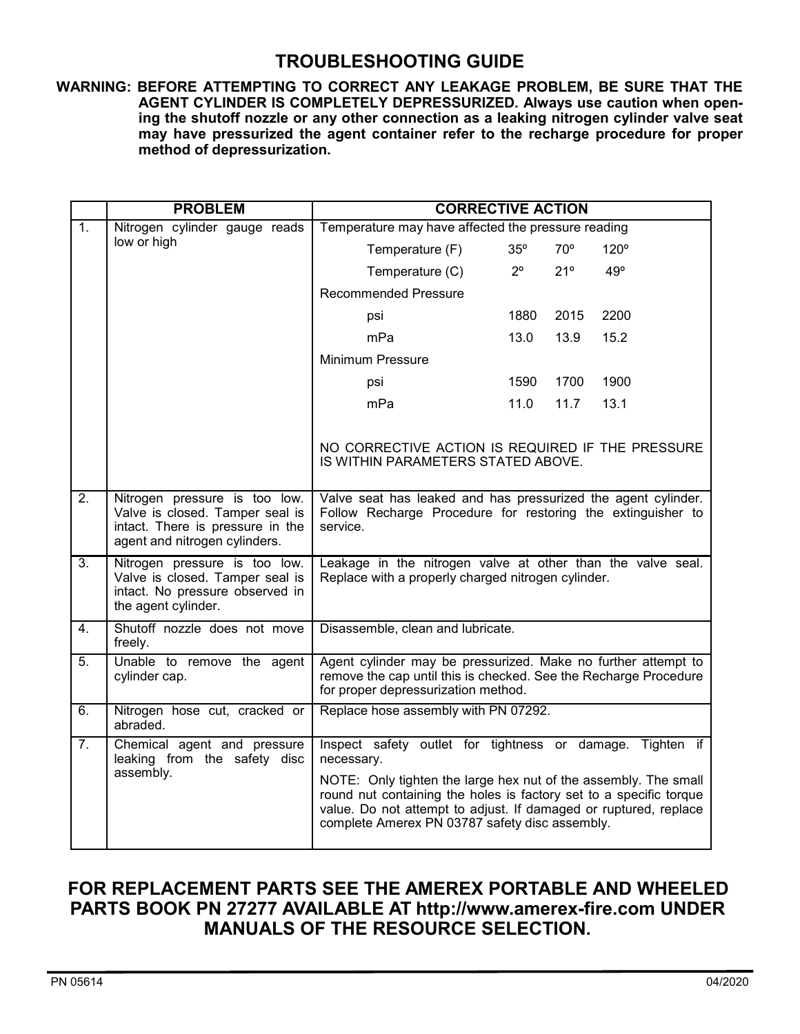# TROUBLESHOOTING GUIDE

**WARNING: BEFORE ATTEMPTING TO CORRECT ANY LEAKAGE PROBLEM, BE SURE THAT THE AGENT CYLINDER IS COMPLETELY DEPRESSURIZED. Always use caution when opening the shutoff nozzle or any other connection as a leaking nitrogen cylinder valve seat may have pressurized the agent container refer to the recharge procedure for proper method of depressurization.**

| | PROBLEM | CORRECTIVE ACTION |
|---|---|---|
| 1. | Nitrogen cylinder gauge reads low or high | Temperature may have affected the pressure reading<br>Temperature (F) 35º 70º 120º<br>Temperature (C) 2º 21º 49º<br>Recommended Pressure<br>psi 1880 2015 2200<br>mPa 13.0 13.9 15.2<br>Minimum Pressure<br>psi 1590 1700 1900<br>mPa 11.0 11.7 13.1<br>NO CORRECTIVE ACTION IS REQUIRED IF THE PRESSURE IS WITHIN PARAMETERS STATED ABOVE. |
| 2. | Nitrogen pressure is too low. Valve is closed. Tamper seal is intact. There is pressure in the agent and nitrogen cylinders. | Valve seat has leaked and has pressurized the agent cylinder. Follow Recharge Procedure for restoring the extinguisher to service. |
| 3. | Nitrogen pressure is too low. Valve is closed. Tamper seal is intact. No pressure observed in the agent cylinder. | Leakage in the nitrogen valve at other than the valve seal. Replace with a properly charged nitrogen cylinder. |
| 4. | Shutoff nozzle does not move freely. | Disassemble, clean and lubricate. |
| 5. | Unable to remove the agent cylinder cap. | Agent cylinder may be pressurized. Make no further attempt to remove the cap until this is checked. See the Recharge Procedure for proper depressurization method. |
| 6. | Nitrogen hose cut, cracked or abraded. | Replace hose assembly with PN 07292. |
| 7. | Chemical agent and pressure leaking from the safety disc assembly. | Inspect safety outlet for tightness or damage. Tighten if necessary.<br>NOTE: Only tighten the large hex nut of the assembly. The small round nut containing the holes is factory set to a specific torque value. Do not attempt to adjust. If damaged or ruptured, replace complete Amerex PN 03787 safety disc assembly. |

## FOR REPLACEMENT PARTS SEE THE AMEREX PORTABLE AND WHEELED PARTS BOOK PN 27277 AVAILABLE AT http://www.amerex-fire.com UNDER MANUALS OF THE RESOURCE SELECTION.

PN 05614 04/2020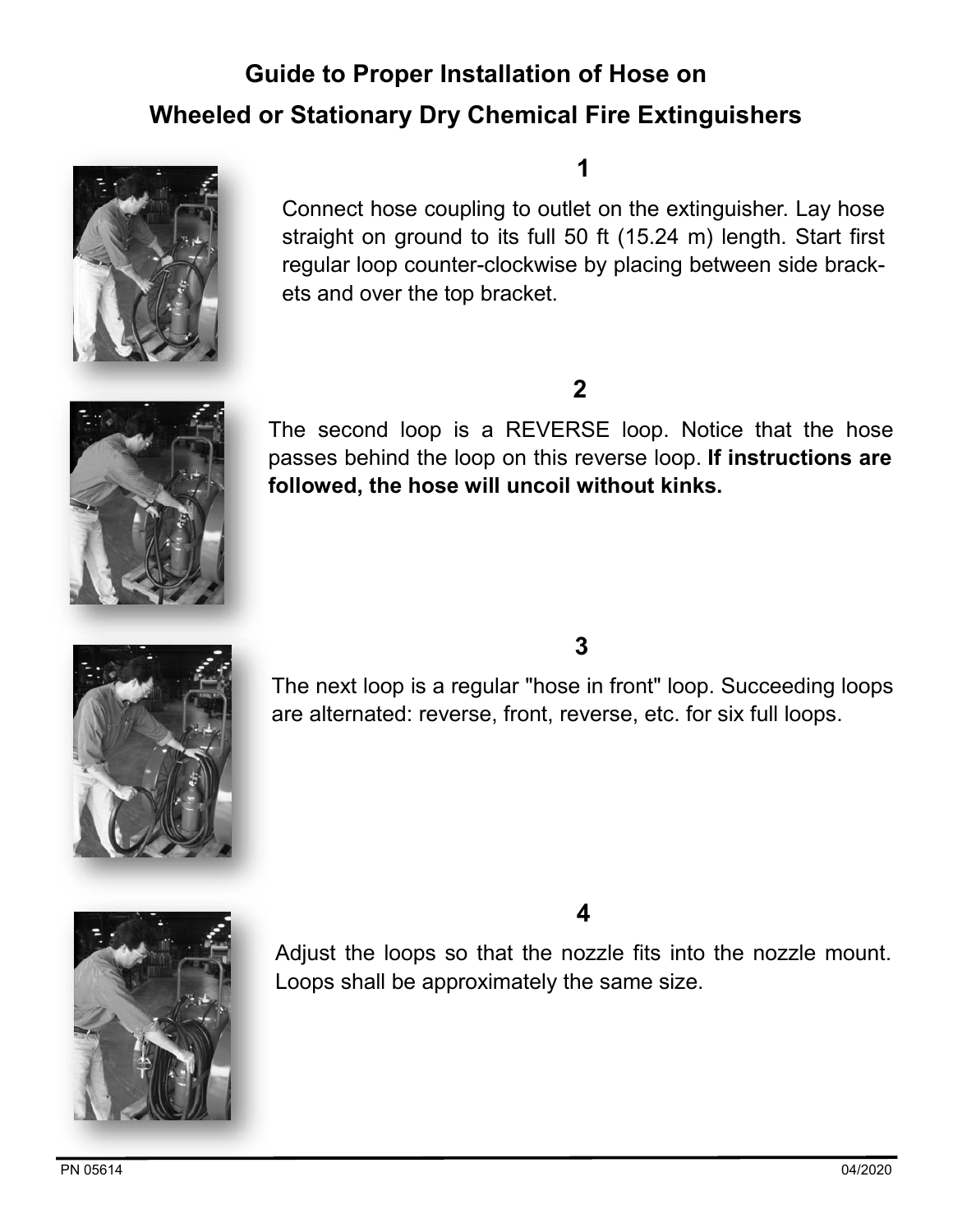# Guide to Proper Installation of Hose on Wheeled or Stationary Dry Chemical Fire Extinguishers

## 1

Connect hose coupling to outlet on the extinguisher. Lay hose straight on ground to its full 50 ft (15.24 m) length. Start first regular loop counter-clockwise by placing between side brackets and over the top bracket.

## 2

The second loop is a REVERSE loop. Notice that the hose passes behind the loop on this reverse loop. **If instructions are followed, the hose will uncoil without kinks.**

## 3

The next loop is a regular "hose in front" loop. Succeeding loops are alternated: reverse, front, reverse, etc. for six full loops.

## 4

Adjust the loops so that the nozzle fits into the nozzle mount. Loops shall be approximately the same size.

PN 05614 04/2020